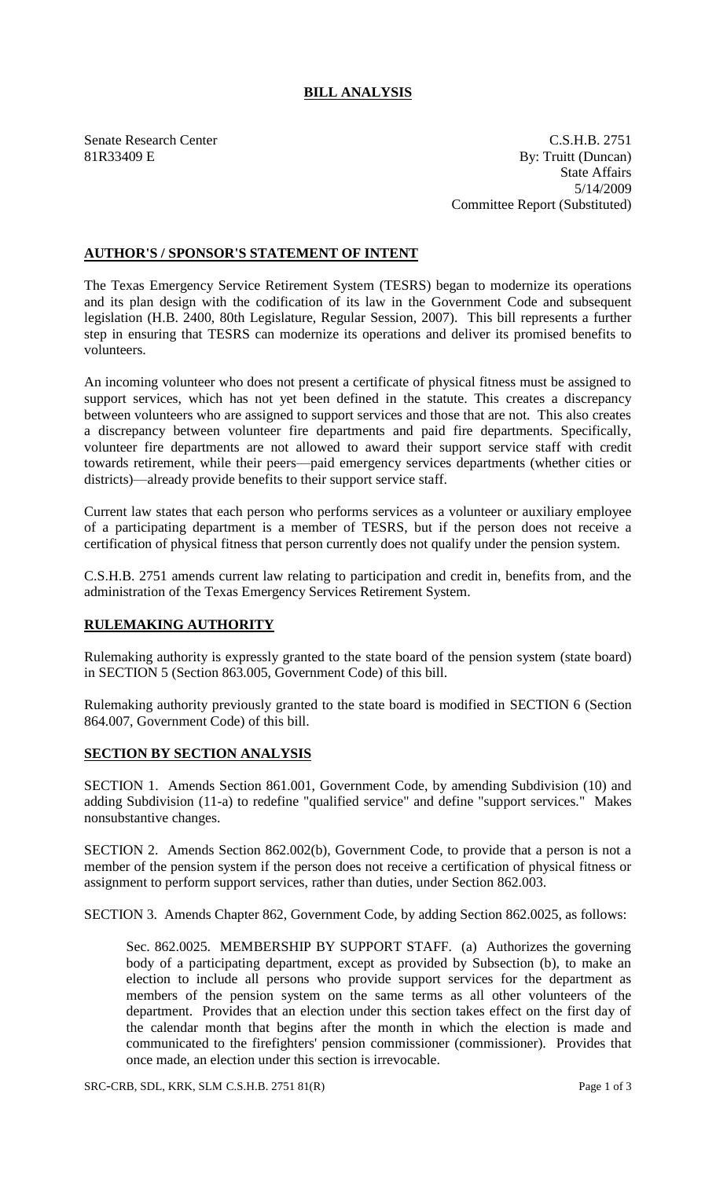# BILL ANALYSIS

Senate Research Center
81R33409 E

C.S.H.B. 2751
By: Truitt (Duncan)
State Affairs
5/14/2009
Committee Report (Substituted)

## AUTHOR'S / SPONSOR'S STATEMENT OF INTENT

The Texas Emergency Service Retirement System (TESRS) began to modernize its operations and its plan design with the codification of its law in the Government Code and subsequent legislation (H.B. 2400, 80th Legislature, Regular Session, 2007). This bill represents a further step in ensuring that TESRS can modernize its operations and deliver its promised benefits to volunteers.

An incoming volunteer who does not present a certificate of physical fitness must be assigned to support services, which has not yet been defined in the statute. This creates a discrepancy between volunteers who are assigned to support services and those that are not. This also creates a discrepancy between volunteer fire departments and paid fire departments. Specifically, volunteer fire departments are not allowed to award their support service staff with credit towards retirement, while their peers—paid emergency services departments (whether cities or districts)—already provide benefits to their support service staff.

Current law states that each person who performs services as a volunteer or auxiliary employee of a participating department is a member of TESRS, but if the person does not receive a certification of physical fitness that person currently does not qualify under the pension system.

C.S.H.B. 2751 amends current law relating to participation and credit in, benefits from, and the administration of the Texas Emergency Services Retirement System.

## RULEMAKING AUTHORITY

Rulemaking authority is expressly granted to the state board of the pension system (state board) in SECTION 5 (Section 863.005, Government Code) of this bill.

Rulemaking authority previously granted to the state board is modified in SECTION 6 (Section 864.007, Government Code) of this bill.

## SECTION BY SECTION ANALYSIS

SECTION 1. Amends Section 861.001, Government Code, by amending Subdivision (10) and adding Subdivision (11-a) to redefine "qualified service" and define "support services." Makes nonsubstantive changes.

SECTION 2. Amends Section 862.002(b), Government Code, to provide that a person is not a member of the pension system if the person does not receive a certification of physical fitness or assignment to perform support services, rather than duties, under Section 862.003.

SECTION 3. Amends Chapter 862, Government Code, by adding Section 862.0025, as follows:

Sec. 862.0025. MEMBERSHIP BY SUPPORT STAFF. (a) Authorizes the governing body of a participating department, except as provided by Subsection (b), to make an election to include all persons who provide support services for the department as members of the pension system on the same terms as all other volunteers of the department. Provides that an election under this section takes effect on the first day of the calendar month that begins after the month in which the election is made and communicated to the firefighters' pension commissioner (commissioner). Provides that once made, an election under this section is irrevocable.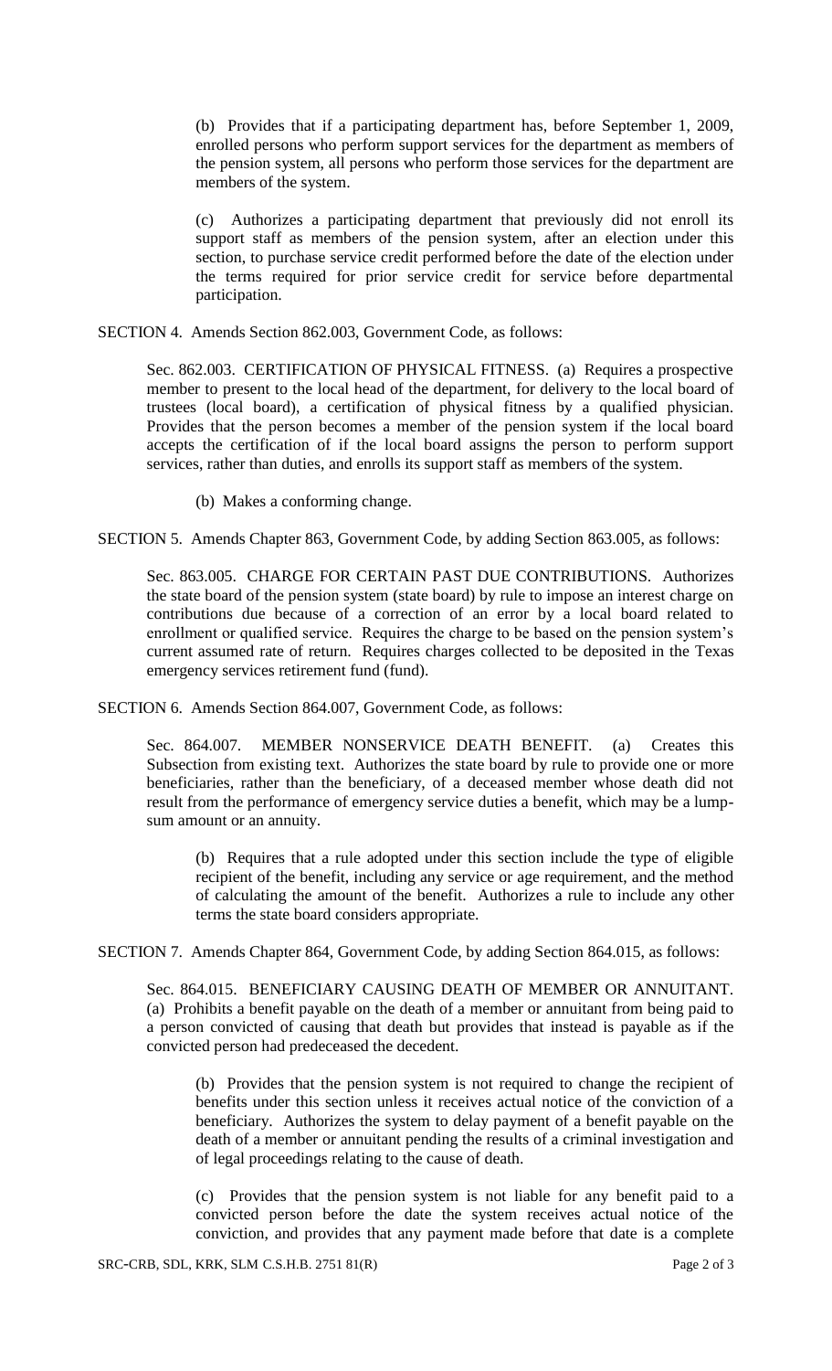(b) Provides that if a participating department has, before September 1, 2009, enrolled persons who perform support services for the department as members of the pension system, all persons who perform those services for the department are members of the system.

(c) Authorizes a participating department that previously did not enroll its support staff as members of the pension system, after an election under this section, to purchase service credit performed before the date of the election under the terms required for prior service credit for service before departmental participation.

SECTION 4. Amends Section 862.003, Government Code, as follows:

Sec. 862.003. CERTIFICATION OF PHYSICAL FITNESS. (a) Requires a prospective member to present to the local head of the department, for delivery to the local board of trustees (local board), a certification of physical fitness by a qualified physician. Provides that the person becomes a member of the pension system if the local board accepts the certification of if the local board assigns the person to perform support services, rather than duties, and enrolls its support staff as members of the system.

(b) Makes a conforming change.

SECTION 5. Amends Chapter 863, Government Code, by adding Section 863.005, as follows:

Sec. 863.005. CHARGE FOR CERTAIN PAST DUE CONTRIBUTIONS. Authorizes the state board of the pension system (state board) by rule to impose an interest charge on contributions due because of a correction of an error by a local board related to enrollment or qualified service. Requires the charge to be based on the pension system's current assumed rate of return. Requires charges collected to be deposited in the Texas emergency services retirement fund (fund).

SECTION 6. Amends Section 864.007, Government Code, as follows:

Sec. 864.007. MEMBER NONSERVICE DEATH BENEFIT. (a) Creates this Subsection from existing text. Authorizes the state board by rule to provide one or more beneficiaries, rather than the beneficiary, of a deceased member whose death did not result from the performance of emergency service duties a benefit, which may be a lump-sum amount or an annuity.

(b) Requires that a rule adopted under this section include the type of eligible recipient of the benefit, including any service or age requirement, and the method of calculating the amount of the benefit. Authorizes a rule to include any other terms the state board considers appropriate.

SECTION 7. Amends Chapter 864, Government Code, by adding Section 864.015, as follows:

Sec. 864.015. BENEFICIARY CAUSING DEATH OF MEMBER OR ANNUITANT. (a) Prohibits a benefit payable on the death of a member or annuitant from being paid to a person convicted of causing that death but provides that instead is payable as if the convicted person had predeceased the decedent.

(b) Provides that the pension system is not required to change the recipient of benefits under this section unless it receives actual notice of the conviction of a beneficiary. Authorizes the system to delay payment of a benefit payable on the death of a member or annuitant pending the results of a criminal investigation and of legal proceedings relating to the cause of death.

(c) Provides that the pension system is not liable for any benefit paid to a convicted person before the date the system receives actual notice of the conviction, and provides that any payment made before that date is a complete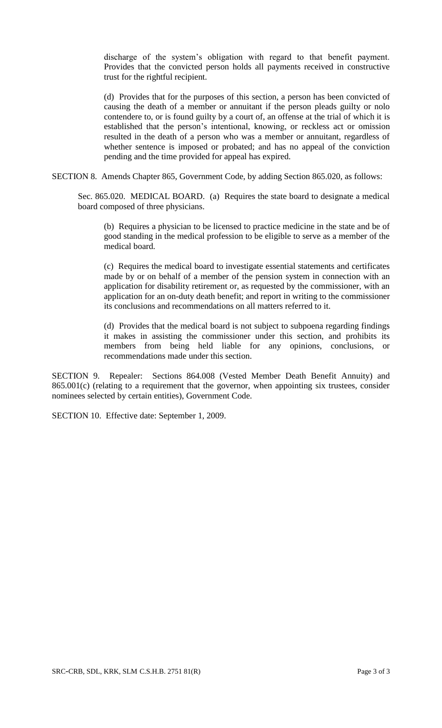discharge of the system's obligation with regard to that benefit payment. Provides that the convicted person holds all payments received in constructive trust for the rightful recipient.

(d) Provides that for the purposes of this section, a person has been convicted of causing the death of a member or annuitant if the person pleads guilty or nolo contendere to, or is found guilty by a court of, an offense at the trial of which it is established that the person's intentional, knowing, or reckless act or omission resulted in the death of a person who was a member or annuitant, regardless of whether sentence is imposed or probated; and has no appeal of the conviction pending and the time provided for appeal has expired.

SECTION 8. Amends Chapter 865, Government Code, by adding Section 865.020, as follows:

Sec. 865.020. MEDICAL BOARD. (a) Requires the state board to designate a medical board composed of three physicians.

(b) Requires a physician to be licensed to practice medicine in the state and be of good standing in the medical profession to be eligible to serve as a member of the medical board.

(c) Requires the medical board to investigate essential statements and certificates made by or on behalf of a member of the pension system in connection with an application for disability retirement or, as requested by the commissioner, with an application for an on-duty death benefit; and report in writing to the commissioner its conclusions and recommendations on all matters referred to it.

(d) Provides that the medical board is not subject to subpoena regarding findings it makes in assisting the commissioner under this section, and prohibits its members from being held liable for any opinions, conclusions, or recommendations made under this section.

SECTION 9. Repealer: Sections 864.008 (Vested Member Death Benefit Annuity) and 865.001(c) (relating to a requirement that the governor, when appointing six trustees, consider nominees selected by certain entities), Government Code.

SECTION 10. Effective date: September 1, 2009.